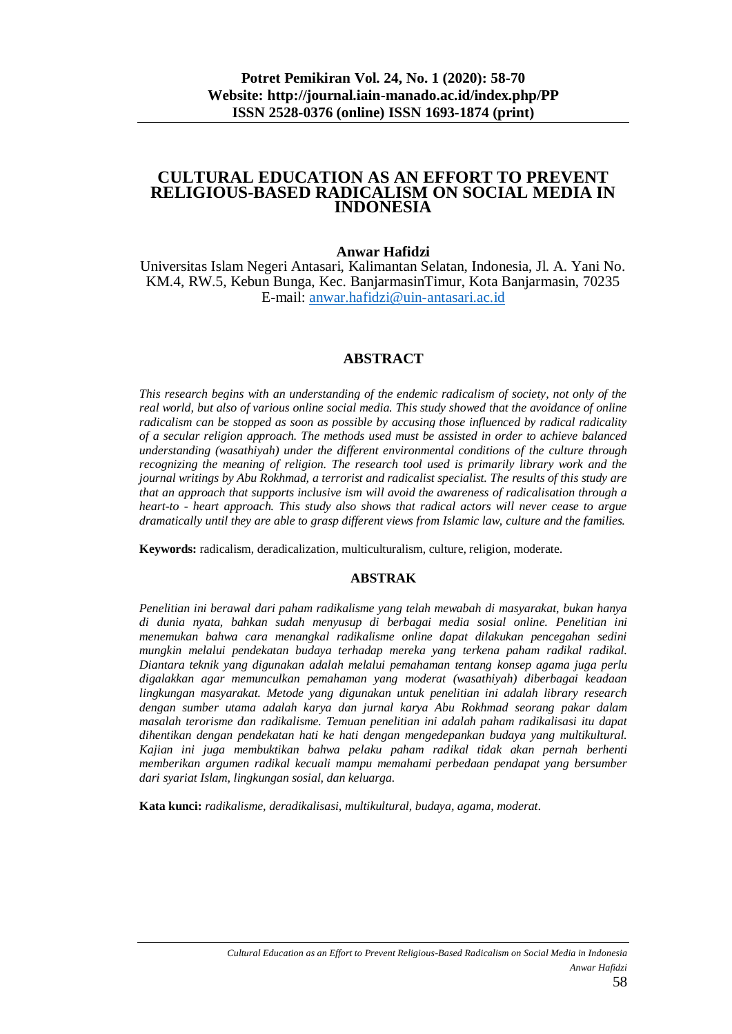# CULTURAL EDUCATION AS AN EFFORT TO PREVENT RELIGIOUS-BASED RADICALISM ON SOCIAL MEDIA IN INDONESIA

**Anwar Hafidzi**

Universitas Islam Negeri Antasari, Kalimantan Selatan, Indonesia, Jl. A. Yani No. KM.4, RW.5, Kebun Bunga, Kec. BanjarmasinTimur, Kota Banjarmasin, 70235
E-mail: anwar.hafidzi@uin-antasari.ac.id

## ABSTRACT

*This research begins with an understanding of the endemic radicalism of society, not only of the real world, but also of various online social media. This study showed that the avoidance of online radicalism can be stopped as soon as possible by accusing those influenced by radical radicality of a secular religion approach. The methods used must be assisted in order to achieve balanced understanding (wasathiyah) under the different environmental conditions of the culture through recognizing the meaning of religion. The research tool used is primarily library work and the journal writings by Abu Rokhmad, a terrorist and radicalist specialist. The results of this study are that an approach that supports inclusive ism will avoid the awareness of radicalisation through a heart-to - heart approach. This study also shows that radical actors will never cease to argue dramatically until they are able to grasp different views from Islamic law, culture and the families.*

**Keywords:** radicalism, deradicalization, multiculturalism, culture, religion, moderate.

## ABSTRAK

*Penelitian ini berawal dari paham radikalisme yang telah mewabah di masyarakat, bukan hanya di dunia nyata, bahkan sudah menyusup di berbagai media sosial online. Penelitian ini menemukan bahwa cara menangkal radikalisme online dapat dilakukan pencegahan sedini mungkin melalui pendekatan budaya terhadap mereka yang terkena paham radikal radikal. Diantara teknik yang digunakan adalah melalui pemahaman tentang konsep agama juga perlu digalakkan agar memunculkan pemahaman yang moderat (wasathiyah) diberbagai keadaan lingkungan masyarakat. Metode yang digunakan untuk penelitian ini adalah library research dengan sumber utama adalah karya dan jurnal karya Abu Rokhmad seorang pakar dalam masalah terorisme dan radikalisme. Temuan penelitian ini adalah paham radikalisasi itu dapat dihentikan dengan pendekatan hati ke hati dengan mengedepankan budaya yang multikultural. Kajian ini juga membuktikan bahwa pelaku paham radikal tidak akan pernah berhenti memberikan argumen radikal kecuali mampu memahami perbedaan pendapat yang bersumber dari syariat Islam, lingkungan sosial, dan keluarga.*

**Kata kunci:** *radikalisme, deradikalisasi, multikultural, budaya, agama, moderat.*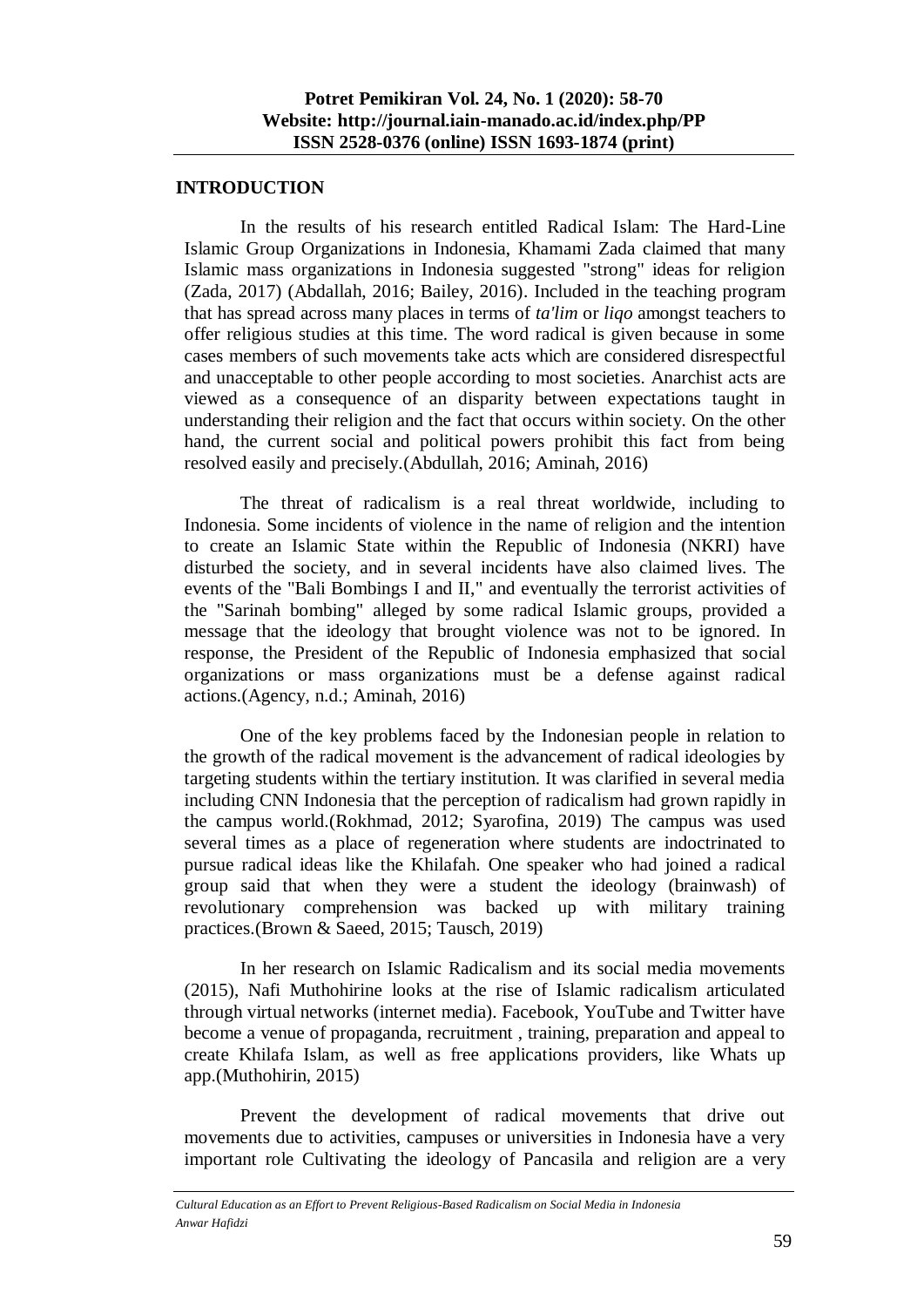## INTRODUCTION

In the results of his research entitled Radical Islam: The Hard-Line Islamic Group Organizations in Indonesia, Khamami Zada claimed that many Islamic mass organizations in Indonesia suggested "strong" ideas for religion (Zada, 2017) (Abdallah, 2016; Bailey, 2016). Included in the teaching program that has spread across many places in terms of *ta'lim* or *liqo* amongst teachers to offer religious studies at this time. The word radical is given because in some cases members of such movements take acts which are considered disrespectful and unacceptable to other people according to most societies. Anarchist acts are viewed as a consequence of an disparity between expectations taught in understanding their religion and the fact that occurs within society. On the other hand, the current social and political powers prohibit this fact from being resolved easily and precisely.(Abdullah, 2016; Aminah, 2016)

The threat of radicalism is a real threat worldwide, including to Indonesia. Some incidents of violence in the name of religion and the intention to create an Islamic State within the Republic of Indonesia (NKRI) have disturbed the society, and in several incidents have also claimed lives. The events of the "Bali Bombings I and II," and eventually the terrorist activities of the "Sarinah bombing" alleged by some radical Islamic groups, provided a message that the ideology that brought violence was not to be ignored. In response, the President of the Republic of Indonesia emphasized that social organizations or mass organizations must be a defense against radical actions.(Agency, n.d.; Aminah, 2016)

One of the key problems faced by the Indonesian people in relation to the growth of the radical movement is the advancement of radical ideologies by targeting students within the tertiary institution. It was clarified in several media including CNN Indonesia that the perception of radicalism had grown rapidly in the campus world.(Rokhmad, 2012; Syarofina, 2019) The campus was used several times as a place of regeneration where students are indoctrinated to pursue radical ideas like the Khilafah. One speaker who had joined a radical group said that when they were a student the ideology (brainwash) of revolutionary comprehension was backed up with military training practices.(Brown & Saeed, 2015; Tausch, 2019)

In her research on Islamic Radicalism and its social media movements (2015), Nafi Muthohirine looks at the rise of Islamic radicalism articulated through virtual networks (internet media). Facebook, YouTube and Twitter have become a venue of propaganda, recruitment , training, preparation and appeal to create Khilafa Islam, as well as free applications providers, like Whats up app.(Muthohirin, 2015)

Prevent the development of radical movements that drive out movements due to activities, campuses or universities in Indonesia have a very important role Cultivating the ideology of Pancasila and religion are a very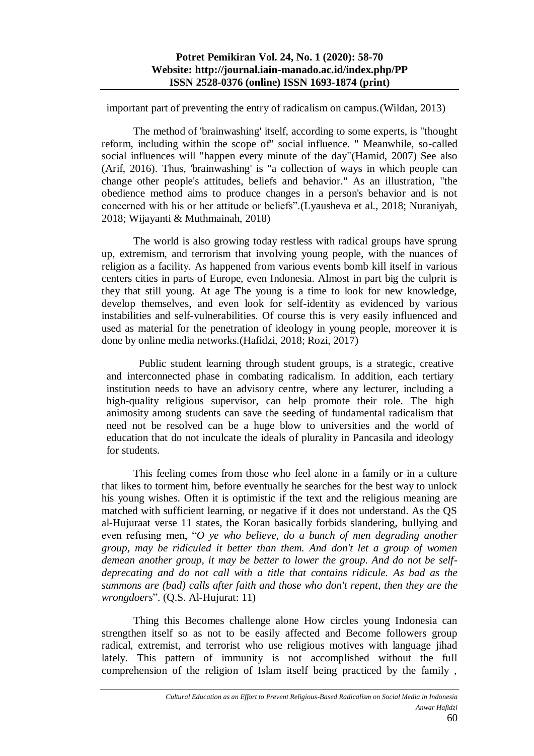important part of preventing the entry of radicalism on campus.(Wildan, 2013)

The method of 'brainwashing' itself, according to some experts, is "thought reform, including within the scope of" social influence. " Meanwhile, so-called social influences will "happen every minute of the day"(Hamid, 2007) See also (Arif, 2016). Thus, 'brainwashing' is "a collection of ways in which people can change other people's attitudes, beliefs and behavior." As an illustration, "the obedience method aims to produce changes in a person's behavior and is not concerned with his or her attitude or beliefs".(Lyausheva et al., 2018; Nuraniyah, 2018; Wijayanti & Muthmainah, 2018)

The world is also growing today restless with radical groups have sprung up, extremism, and terrorism that involving young people, with the nuances of religion as a facility. As happened from various events bomb kill itself in various centers cities in parts of Europe, even Indonesia. Almost in part big the culprit is they that still young. At age The young is a time to look for new knowledge, develop themselves, and even look for self-identity as evidenced by various instabilities and self-vulnerabilities. Of course this is very easily influenced and used as material for the penetration of ideology in young people, moreover it is done by online media networks.(Hafidzi, 2018; Rozi, 2017)

Public student learning through student groups, is a strategic, creative and interconnected phase in combating radicalism. In addition, each tertiary institution needs to have an advisory centre, where any lecturer, including a high-quality religious supervisor, can help promote their role. The high animosity among students can save the seeding of fundamental radicalism that need not be resolved can be a huge blow to universities and the world of education that do not inculcate the ideals of plurality in Pancasila and ideology for students.

This feeling comes from those who feel alone in a family or in a culture that likes to torment him, before eventually he searches for the best way to unlock his young wishes. Often it is optimistic if the text and the religious meaning are matched with sufficient learning, or negative if it does not understand. As the QS al-Hujuraat verse 11 states, the Koran basically forbids slandering, bullying and even refusing men, "*O ye who believe, do a bunch of men degrading another group, may be ridiculed it better than them. And don't let a group of women demean another group, it may be better to lower the group. And do not be self-deprecating and do not call with a title that contains ridicule. As bad as the summons are (bad) calls after faith and those who don't repent, then they are the wrongdoers*". (Q.S. Al-Hujurat: 11)

Thing this Becomes challenge alone How circles young Indonesia can strengthen itself so as not to be easily affected and Become followers group radical, extremist, and terrorist who use religious motives with language jihad lately. This pattern of immunity is not accomplished without the full comprehension of the religion of Islam itself being practiced by the family ,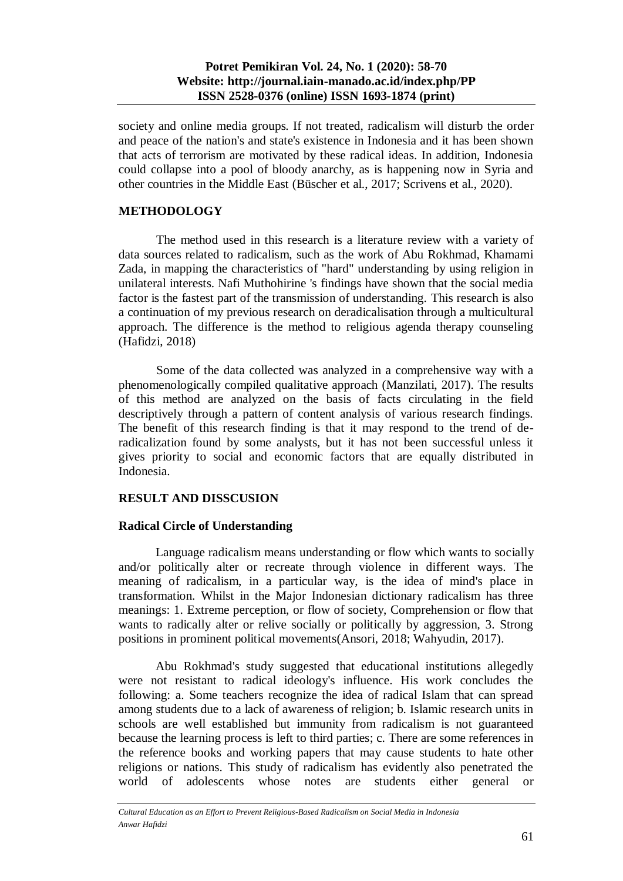society and online media groups. If not treated, radicalism will disturb the order and peace of the nation's and state's existence in Indonesia and it has been shown that acts of terrorism are motivated by these radical ideas. In addition, Indonesia could collapse into a pool of bloody anarchy, as is happening now in Syria and other countries in the Middle East (Büscher et al., 2017; Scrivens et al., 2020).

## METHODOLOGY

The method used in this research is a literature review with a variety of data sources related to radicalism, such as the work of Abu Rokhmad, Khamami Zada, in mapping the characteristics of "hard" understanding by using religion in unilateral interests. Nafi Muthohirine 's findings have shown that the social media factor is the fastest part of the transmission of understanding. This research is also a continuation of my previous research on deradicalisation through a multicultural approach. The difference is the method to religious agenda therapy counseling (Hafidzi, 2018)

Some of the data collected was analyzed in a comprehensive way with a phenomenologically compiled qualitative approach (Manzilati, 2017). The results of this method are analyzed on the basis of facts circulating in the field descriptively through a pattern of content analysis of various research findings. The benefit of this research finding is that it may respond to the trend of de-radicalization found by some analysts, but it has not been successful unless it gives priority to social and economic factors that are equally distributed in Indonesia.

## RESULT AND DISSCUSION

### Radical Circle of Understanding

Language radicalism means understanding or flow which wants to socially and/or politically alter or recreate through violence in different ways. The meaning of radicalism, in a particular way, is the idea of mind's place in transformation. Whilst in the Major Indonesian dictionary radicalism has three meanings: 1. Extreme perception, or flow of society, Comprehension or flow that wants to radically alter or relive socially or politically by aggression, 3. Strong positions in prominent political movements(Ansori, 2018; Wahyudin, 2017).

Abu Rokhmad's study suggested that educational institutions allegedly were not resistant to radical ideology's influence. His work concludes the following: a. Some teachers recognize the idea of radical Islam that can spread among students due to a lack of awareness of religion; b. Islamic research units in schools are well established but immunity from radicalism is not guaranteed because the learning process is left to third parties; c. There are some references in the reference books and working papers that may cause students to hate other religions or nations. This study of radicalism has evidently also penetrated the world of adolescents whose notes are students either general or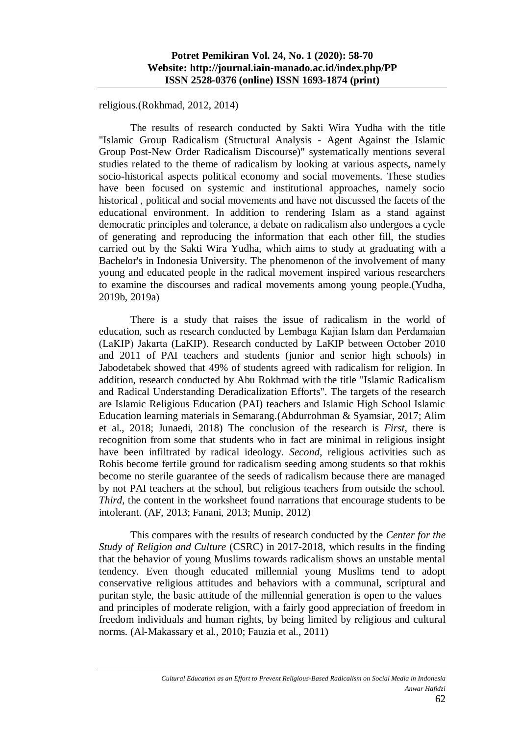religious.(Rokhmad, 2012, 2014)

The results of research conducted by Sakti Wira Yudha with the title "Islamic Group Radicalism (Structural Analysis - Agent Against the Islamic Group Post-New Order Radicalism Discourse)" systematically mentions several studies related to the theme of radicalism by looking at various aspects, namely socio-historical aspects political economy and social movements. These studies have been focused on systemic and institutional approaches, namely socio historical , political and social movements and have not discussed the facets of the educational environment. In addition to rendering Islam as a stand against democratic principles and tolerance, a debate on radicalism also undergoes a cycle of generating and reproducing the information that each other fill, the studies carried out by the Sakti Wira Yudha, which aims to study at graduating with a Bachelor's in Indonesia University. The phenomenon of the involvement of many young and educated people in the radical movement inspired various researchers to examine the discourses and radical movements among young people.(Yudha, 2019b, 2019a)

There is a study that raises the issue of radicalism in the world of education, such as research conducted by Lembaga Kajian Islam dan Perdamaian (LaKIP) Jakarta (LaKIP). Research conducted by LaKIP between October 2010 and 2011 of PAI teachers and students (junior and senior high schools) in Jabodetabek showed that 49% of students agreed with radicalism for religion. In addition, research conducted by Abu Rokhmad with the title "Islamic Radicalism and Radical Understanding Deradicalization Efforts". The targets of the research are Islamic Religious Education (PAI) teachers and Islamic High School Islamic Education learning materials in Semarang.(Abdurrohman & Syamsiar, 2017; Alim et al., 2018; Junaedi, 2018) The conclusion of the research is *First*, there is recognition from some that students who in fact are minimal in religious insight have been infiltrated by radical ideology. *Second*, religious activities such as Rohis become fertile ground for radicalism seeding among students so that rokhis become no sterile guarantee of the seeds of radicalism because there are managed by not PAI teachers at the school, but religious teachers from outside the school. *Third*, the content in the worksheet found narrations that encourage students to be intolerant. (AF, 2013; Fanani, 2013; Munip, 2012)

This compares with the results of research conducted by the *Center for the Study of Religion and Culture* (CSRC) in 2017-2018, which results in the finding that the behavior of young Muslims towards radicalism shows an unstable mental tendency. Even though educated millennial young Muslims tend to adopt conservative religious attitudes and behaviors with a communal, scriptural and puritan style, the basic attitude of the millennial generation is open to the values and principles of moderate religion, with a fairly good appreciation of freedom in freedom individuals and human rights, by being limited by religious and cultural norms. (Al-Makassary et al., 2010; Fauzia et al., 2011)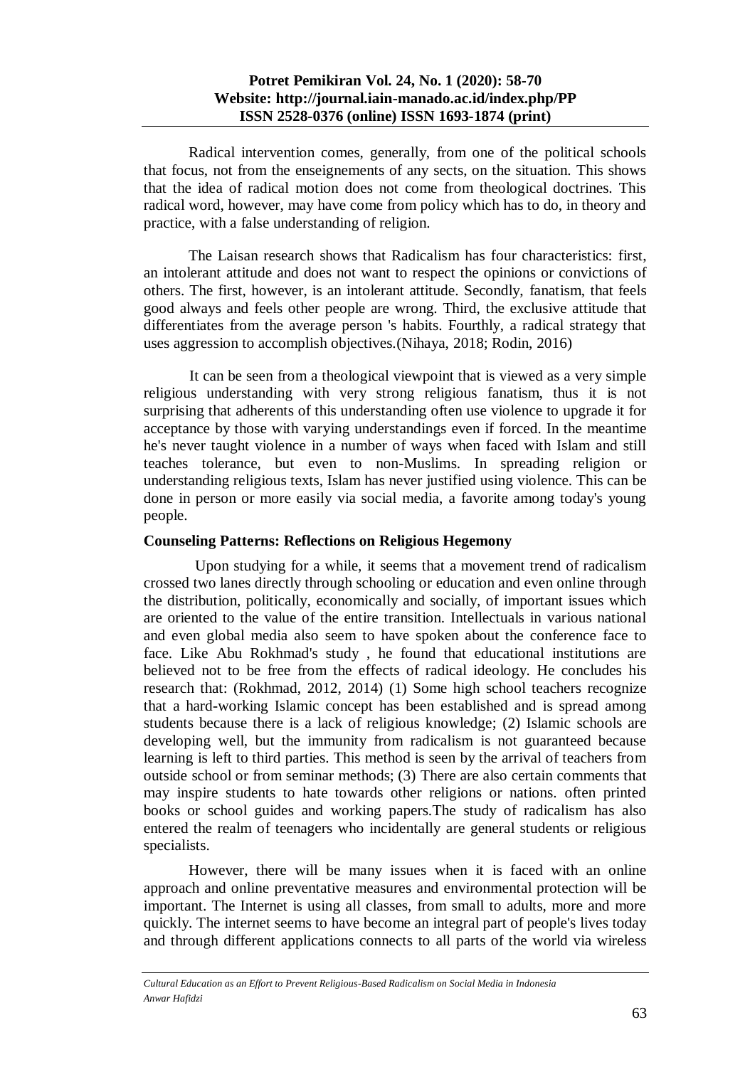Radical intervention comes, generally, from one of the political schools that focus, not from the enseignements of any sects, on the situation. This shows that the idea of radical motion does not come from theological doctrines. This radical word, however, may have come from policy which has to do, in theory and practice, with a false understanding of religion.

The Laisan research shows that Radicalism has four characteristics: first, an intolerant attitude and does not want to respect the opinions or convictions of others. The first, however, is an intolerant attitude. Secondly, fanatism, that feels good always and feels other people are wrong. Third, the exclusive attitude that differentiates from the average person 's habits. Fourthly, a radical strategy that uses aggression to accomplish objectives.(Nihaya, 2018; Rodin, 2016)

It can be seen from a theological viewpoint that is viewed as a very simple religious understanding with very strong religious fanatism, thus it is not surprising that adherents of this understanding often use violence to upgrade it for acceptance by those with varying understandings even if forced. In the meantime he's never taught violence in a number of ways when faced with Islam and still teaches tolerance, but even to non-Muslims. In spreading religion or understanding religious texts, Islam has never justified using violence. This can be done in person or more easily via social media, a favorite among today's young people.

**Counseling Patterns: Reflections on Religious Hegemony**

Upon studying for a while, it seems that a movement trend of radicalism crossed two lanes directly through schooling or education and even online through the distribution, politically, economically and socially, of important issues which are oriented to the value of the entire transition. Intellectuals in various national and even global media also seem to have spoken about the conference face to face. Like Abu Rokhmad's study , he found that educational institutions are believed not to be free from the effects of radical ideology. He concludes his research that: (Rokhmad, 2012, 2014) (1) Some high school teachers recognize that a hard-working Islamic concept has been established and is spread among students because there is a lack of religious knowledge; (2) Islamic schools are developing well, but the immunity from radicalism is not guaranteed because learning is left to third parties. This method is seen by the arrival of teachers from outside school or from seminar methods; (3) There are also certain comments that may inspire students to hate towards other religions or nations. often printed books or school guides and working papers.The study of radicalism has also entered the realm of teenagers who incidentally are general students or religious specialists.

However, there will be many issues when it is faced with an online approach and online preventative measures and environmental protection will be important. The Internet is using all classes, from small to adults, more and more quickly. The internet seems to have become an integral part of people's lives today and through different applications connects to all parts of the world via wireless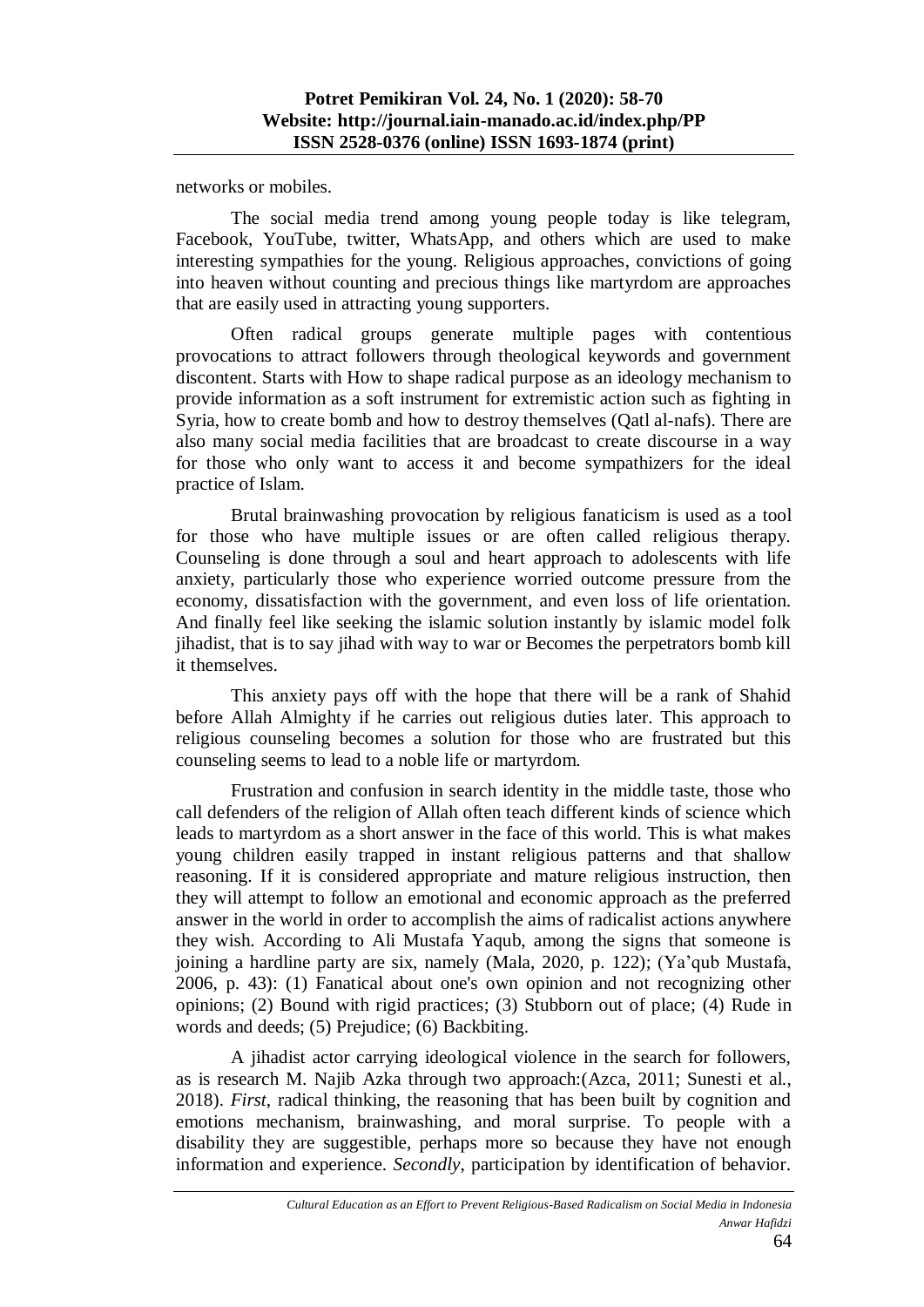networks or mobiles.

The social media trend among young people today is like telegram, Facebook, YouTube, twitter, WhatsApp, and others which are used to make interesting sympathies for the young. Religious approaches, convictions of going into heaven without counting and precious things like martyrdom are approaches that are easily used in attracting young supporters.

Often radical groups generate multiple pages with contentious provocations to attract followers through theological keywords and government discontent. Starts with How to shape radical purpose as an ideology mechanism to provide information as a soft instrument for extremistic action such as fighting in Syria, how to create bomb and how to destroy themselves (Qatl al-nafs). There are also many social media facilities that are broadcast to create discourse in a way for those who only want to access it and become sympathizers for the ideal practice of Islam.

Brutal brainwashing provocation by religious fanaticism is used as a tool for those who have multiple issues or are often called religious therapy. Counseling is done through a soul and heart approach to adolescents with life anxiety, particularly those who experience worried outcome pressure from the economy, dissatisfaction with the government, and even loss of life orientation. And finally feel like seeking the islamic solution instantly by islamic model folk jihadist, that is to say jihad with way to war or Becomes the perpetrators bomb kill it themselves.

This anxiety pays off with the hope that there will be a rank of Shahid before Allah Almighty if he carries out religious duties later. This approach to religious counseling becomes a solution for those who are frustrated but this counseling seems to lead to a noble life or martyrdom.

Frustration and confusion in search identity in the middle taste, those who call defenders of the religion of Allah often teach different kinds of science which leads to martyrdom as a short answer in the face of this world. This is what makes young children easily trapped in instant religious patterns and that shallow reasoning. If it is considered appropriate and mature religious instruction, then they will attempt to follow an emotional and economic approach as the preferred answer in the world in order to accomplish the aims of radicalist actions anywhere they wish. According to Ali Mustafa Yaqub, among the signs that someone is joining a hardline party are six, namely (Mala, 2020, p. 122); (Ya'qub Mustafa, 2006, p. 43): (1) Fanatical about one's own opinion and not recognizing other opinions; (2) Bound with rigid practices; (3) Stubborn out of place; (4) Rude in words and deeds; (5) Prejudice; (6) Backbiting.

A jihadist actor carrying ideological violence in the search for followers, as is research M. Najib Azka through two approach:(Azca, 2011; Sunesti et al., 2018). *First*, radical thinking, the reasoning that has been built by cognition and emotions mechanism, brainwashing, and moral surprise. To people with a disability they are suggestible, perhaps more so because they have not enough information and experience. *Secondly*, participation by identification of behavior.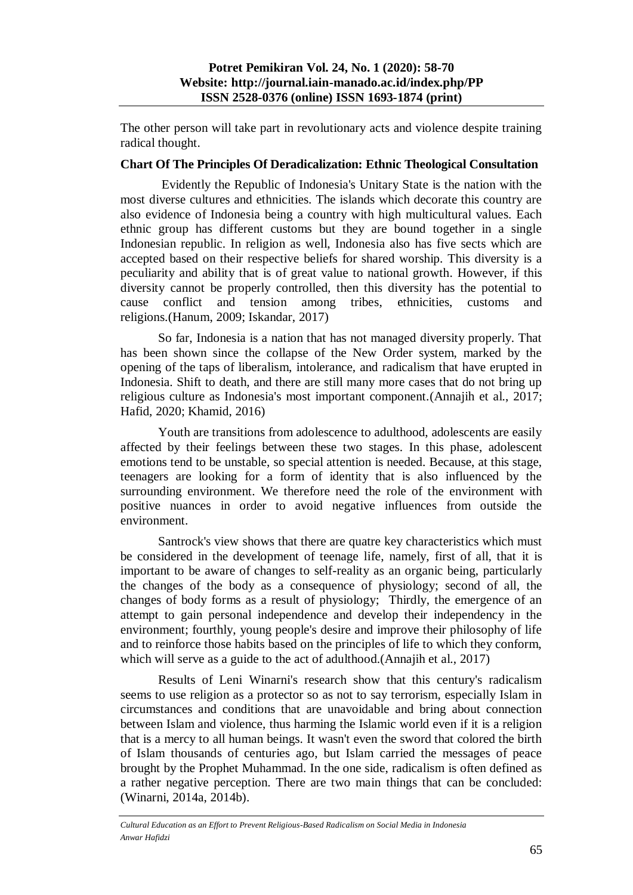The other person will take part in revolutionary acts and violence despite training radical thought.

**Chart Of The Principles Of Deradicalization: Ethnic Theological Consultation**

Evidently the Republic of Indonesia's Unitary State is the nation with the most diverse cultures and ethnicities. The islands which decorate this country are also evidence of Indonesia being a country with high multicultural values. Each ethnic group has different customs but they are bound together in a single Indonesian republic. In religion as well, Indonesia also has five sects which are accepted based on their respective beliefs for shared worship. This diversity is a peculiarity and ability that is of great value to national growth. However, if this diversity cannot be properly controlled, then this diversity has the potential to cause conflict and tension among tribes, ethnicities, customs and religions.(Hanum, 2009; Iskandar, 2017)

So far, Indonesia is a nation that has not managed diversity properly. That has been shown since the collapse of the New Order system, marked by the opening of the taps of liberalism, intolerance, and radicalism that have erupted in Indonesia. Shift to death, and there are still many more cases that do not bring up religious culture as Indonesia's most important component.(Annajih et al., 2017; Hafid, 2020; Khamid, 2016)

Youth are transitions from adolescence to adulthood, adolescents are easily affected by their feelings between these two stages. In this phase, adolescent emotions tend to be unstable, so special attention is needed. Because, at this stage, teenagers are looking for a form of identity that is also influenced by the surrounding environment. We therefore need the role of the environment with positive nuances in order to avoid negative influences from outside the environment.

Santrock's view shows that there are quatre key characteristics which must be considered in the development of teenage life, namely, first of all, that it is important to be aware of changes to self-reality as an organic being, particularly the changes of the body as a consequence of physiology; second of all, the changes of body forms as a result of physiology; Thirdly, the emergence of an attempt to gain personal independence and develop their independency in the environment; fourthly, young people's desire and improve their philosophy of life and to reinforce those habits based on the principles of life to which they conform, which will serve as a guide to the act of adulthood.(Annajih et al., 2017)

Results of Leni Winarni's research show that this century's radicalism seems to use religion as a protector so as not to say terrorism, especially Islam in circumstances and conditions that are unavoidable and bring about connection between Islam and violence, thus harming the Islamic world even if it is a religion that is a mercy to all human beings. It wasn't even the sword that colored the birth of Islam thousands of centuries ago, but Islam carried the messages of peace brought by the Prophet Muhammad. In the one side, radicalism is often defined as a rather negative perception. There are two main things that can be concluded: (Winarni, 2014a, 2014b).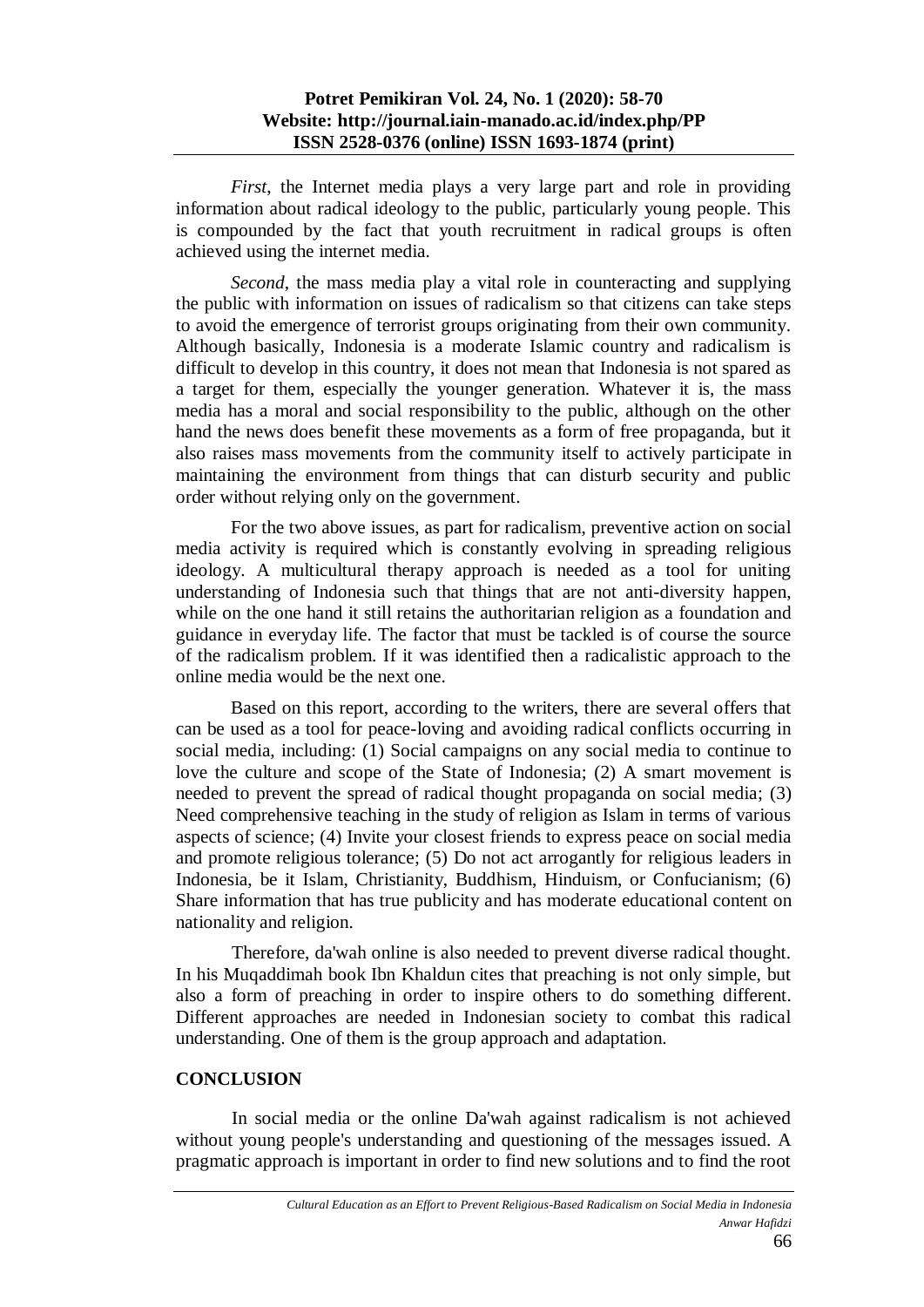*First*, the Internet media plays a very large part and role in providing information about radical ideology to the public, particularly young people. This is compounded by the fact that youth recruitment in radical groups is often achieved using the internet media.

*Second*, the mass media play a vital role in counteracting and supplying the public with information on issues of radicalism so that citizens can take steps to avoid the emergence of terrorist groups originating from their own community. Although basically, Indonesia is a moderate Islamic country and radicalism is difficult to develop in this country, it does not mean that Indonesia is not spared as a target for them, especially the younger generation. Whatever it is, the mass media has a moral and social responsibility to the public, although on the other hand the news does benefit these movements as a form of free propaganda, but it also raises mass movements from the community itself to actively participate in maintaining the environment from things that can disturb security and public order without relying only on the government.

For the two above issues, as part for radicalism, preventive action on social media activity is required which is constantly evolving in spreading religious ideology. A multicultural therapy approach is needed as a tool for uniting understanding of Indonesia such that things that are not anti-diversity happen, while on the one hand it still retains the authoritarian religion as a foundation and guidance in everyday life. The factor that must be tackled is of course the source of the radicalism problem. If it was identified then a radicalistic approach to the online media would be the next one.

Based on this report, according to the writers, there are several offers that can be used as a tool for peace-loving and avoiding radical conflicts occurring in social media, including: (1) Social campaigns on any social media to continue to love the culture and scope of the State of Indonesia; (2) A smart movement is needed to prevent the spread of radical thought propaganda on social media; (3) Need comprehensive teaching in the study of religion as Islam in terms of various aspects of science; (4) Invite your closest friends to express peace on social media and promote religious tolerance; (5) Do not act arrogantly for religious leaders in Indonesia, be it Islam, Christianity, Buddhism, Hinduism, or Confucianism; (6) Share information that has true publicity and has moderate educational content on nationality and religion.

Therefore, da'wah online is also needed to prevent diverse radical thought. In his Muqaddimah book Ibn Khaldun cites that preaching is not only simple, but also a form of preaching in order to inspire others to do something different. Different approaches are needed in Indonesian society to combat this radical understanding. One of them is the group approach and adaptation.

## CONCLUSION

In social media or the online Da'wah against radicalism is not achieved without young people's understanding and questioning of the messages issued. A pragmatic approach is important in order to find new solutions and to find the root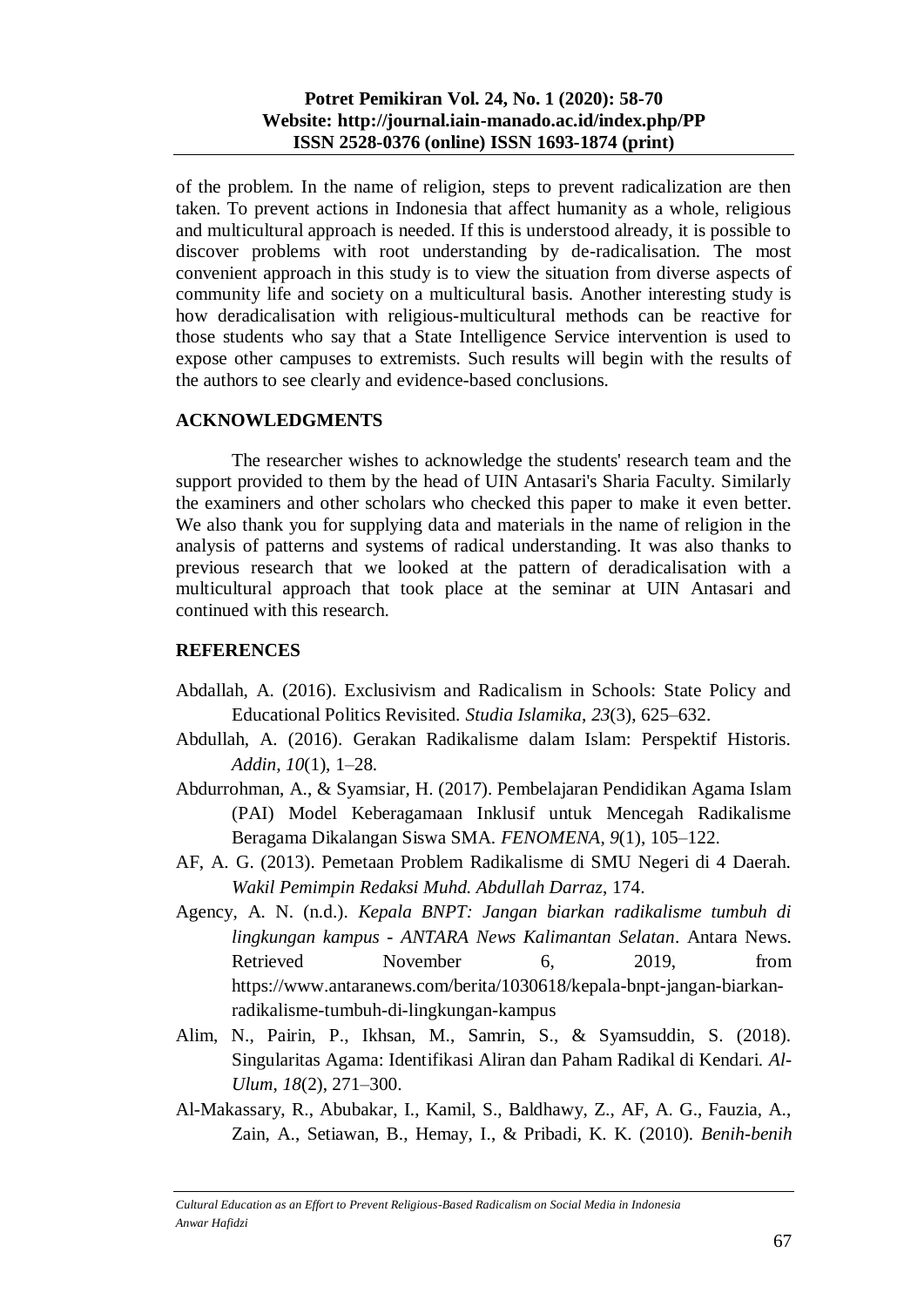of the problem. In the name of religion, steps to prevent radicalization are then taken. To prevent actions in Indonesia that affect humanity as a whole, religious and multicultural approach is needed. If this is understood already, it is possible to discover problems with root understanding by de-radicalisation. The most convenient approach in this study is to view the situation from diverse aspects of community life and society on a multicultural basis. Another interesting study is how deradicalisation with religious-multicultural methods can be reactive for those students who say that a State Intelligence Service intervention is used to expose other campuses to extremists. Such results will begin with the results of the authors to see clearly and evidence-based conclusions.

## ACKNOWLEDGMENTS

The researcher wishes to acknowledge the students' research team and the support provided to them by the head of UIN Antasari's Sharia Faculty. Similarly the examiners and other scholars who checked this paper to make it even better. We also thank you for supplying data and materials in the name of religion in the analysis of patterns and systems of radical understanding. It was also thanks to previous research that we looked at the pattern of deradicalisation with a multicultural approach that took place at the seminar at UIN Antasari and continued with this research.

## REFERENCES

Abdallah, A. (2016). Exclusivism and Radicalism in Schools: State Policy and Educational Politics Revisited. *Studia Islamika*, *23*(3), 625–632.

Abdullah, A. (2016). Gerakan Radikalisme dalam Islam: Perspektif Historis. *Addin*, *10*(1), 1–28.

Abdurrohman, A., & Syamsiar, H. (2017). Pembelajaran Pendidikan Agama Islam (PAI) Model Keberagamaan Inklusif untuk Mencegah Radikalisme Beragama Dikalangan Siswa SMA. *FENOMENA*, *9*(1), 105–122.

AF, A. G. (2013). Pemetaan Problem Radikalisme di SMU Negeri di 4 Daerah. *Wakil Pemimpin Redaksi Muhd. Abdullah Darraz*, 174.

Agency, A. N. (n.d.). *Kepala BNPT: Jangan biarkan radikalisme tumbuh di lingkungan kampus - ANTARA News Kalimantan Selatan*. Antara News. Retrieved November 6, 2019, from https://www.antaranews.com/berita/1030618/kepala-bnpt-jangan-biarkan-radikalisme-tumbuh-di-lingkungan-kampus

Alim, N., Pairin, P., Ikhsan, M., Samrin, S., & Syamsuddin, S. (2018). Singularitas Agama: Identifikasi Aliran dan Paham Radikal di Kendari. *Al-Ulum*, *18*(2), 271–300.

Al-Makassary, R., Abubakar, I., Kamil, S., Baldhawy, Z., AF, A. G., Fauzia, A., Zain, A., Setiawan, B., Hemay, I., & Pribadi, K. K. (2010). *Benih-benih*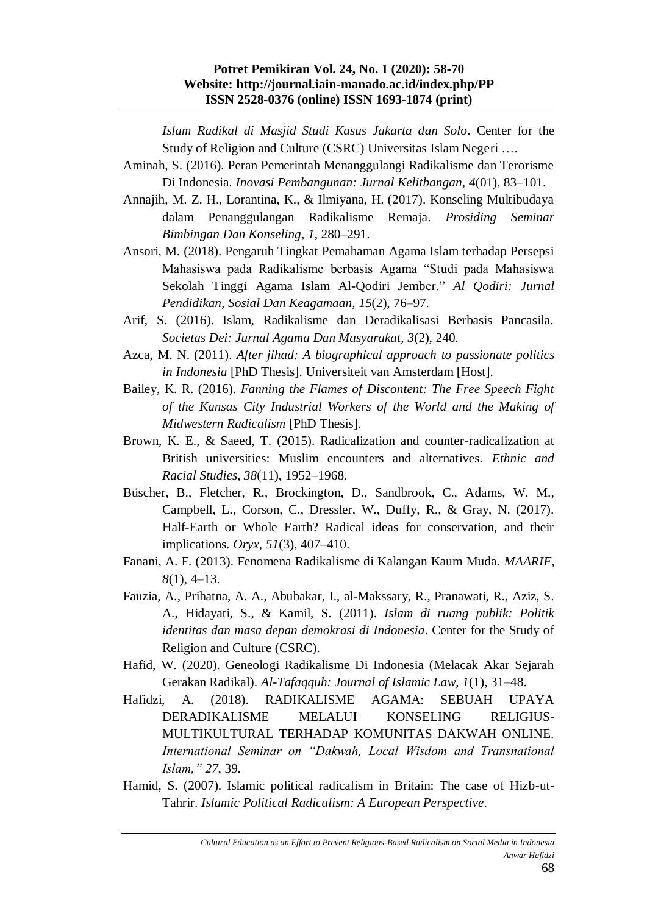*Islam Radikal di Masjid Studi Kasus Jakarta dan Solo*. Center for the Study of Religion and Culture (CSRC) Universitas Islam Negeri ….

Aminah, S. (2016). Peran Pemerintah Menanggulangi Radikalisme dan Terorisme Di Indonesia. *Inovasi Pembangunan: Jurnal Kelitbangan*, *4*(01), 83–101.

Annajih, M. Z. H., Lorantina, K., & Ilmiyana, H. (2017). Konseling Multibudaya dalam Penanggulangan Radikalisme Remaja. *Prosiding Seminar Bimbingan Dan Konseling*, *1*, 280–291.

Ansori, M. (2018). Pengaruh Tingkat Pemahaman Agama Islam terhadap Persepsi Mahasiswa pada Radikalisme berbasis Agama "Studi pada Mahasiswa Sekolah Tinggi Agama Islam Al-Qodiri Jember." *Al Qodiri: Jurnal Pendidikan, Sosial Dan Keagamaan*, *15*(2), 76–97.

Arif, S. (2016). Islam, Radikalisme dan Deradikalisasi Berbasis Pancasila. *Societas Dei: Jurnal Agama Dan Masyarakat*, *3*(2), 240.

Azca, M. N. (2011). *After jihad: A biographical approach to passionate politics in Indonesia* [PhD Thesis]. Universiteit van Amsterdam [Host].

Bailey, K. R. (2016). *Fanning the Flames of Discontent: The Free Speech Fight of the Kansas City Industrial Workers of the World and the Making of Midwestern Radicalism* [PhD Thesis].

Brown, K. E., & Saeed, T. (2015). Radicalization and counter-radicalization at British universities: Muslim encounters and alternatives. *Ethnic and Racial Studies*, *38*(11), 1952–1968.

Büscher, B., Fletcher, R., Brockington, D., Sandbrook, C., Adams, W. M., Campbell, L., Corson, C., Dressler, W., Duffy, R., & Gray, N. (2017). Half-Earth or Whole Earth? Radical ideas for conservation, and their implications. *Oryx*, *51*(3), 407–410.

Fanani, A. F. (2013). Fenomena Radikalisme di Kalangan Kaum Muda. *MAARIF*, *8*(1), 4–13.

Fauzia, A., Prihatna, A. A., Abubakar, I., al-Makssary, R., Pranawati, R., Aziz, S. A., Hidayati, S., & Kamil, S. (2011). *Islam di ruang publik: Politik identitas dan masa depan demokrasi di Indonesia*. Center for the Study of Religion and Culture (CSRC).

Hafid, W. (2020). Geneologi Radikalisme Di Indonesia (Melacak Akar Sejarah Gerakan Radikal). *Al-Tafaqquh: Journal of Islamic Law*, *1*(1), 31–48.

Hafidzi, A. (2018). RADIKALISME AGAMA: SEBUAH UPAYA DERADIKALISME MELALUI KONSELING RELIGIUS-MULTIKULTURAL TERHADAP KOMUNITAS DAKWAH ONLINE. *International Seminar on "Dakwah, Local Wisdom and Transnational Islam," 27*, 39.

Hamid, S. (2007). Islamic political radicalism in Britain: The case of Hizb-ut-Tahrir. *Islamic Political Radicalism: A European Perspective*.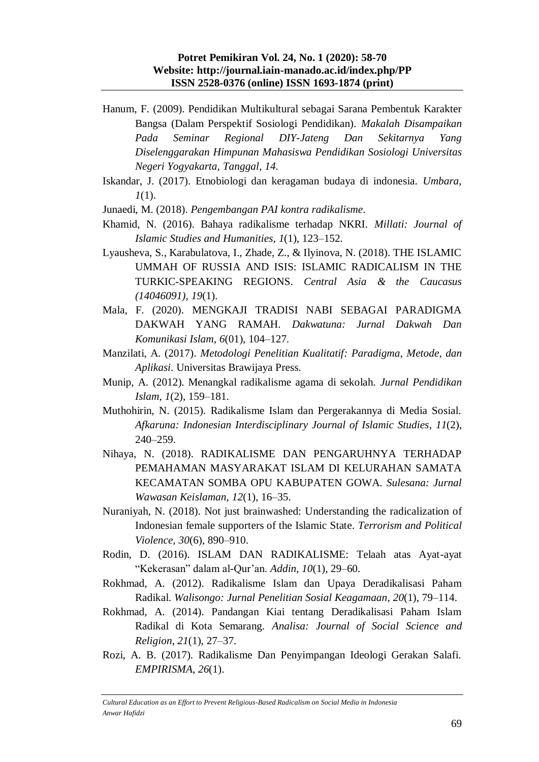Hanum, F. (2009). Pendidikan Multikultural sebagai Sarana Pembentuk Karakter Bangsa (Dalam Perspektif Sosiologi Pendidikan). *Makalah Disampaikan Pada Seminar Regional DIY-Jateng Dan Sekitarnya Yang Diselenggarakan Himpunan Mahasiswa Pendidikan Sosiologi Universitas Negeri Yogyakarta, Tanggal*, *14*.

Iskandar, J. (2017). Etnobiologi dan keragaman budaya di indonesia. *Umbara*, *1*(1).

Junaedi, M. (2018). *Pengembangan PAI kontra radikalisme*.

Khamid, N. (2016). Bahaya radikalisme terhadap NKRI. *Millati: Journal of Islamic Studies and Humanities*, *1*(1), 123–152.

Lyausheva, S., Karabulatova, I., Zhade, Z., & Ilyinova, N. (2018). THE ISLAMIC UMMAH OF RUSSIA AND ISIS: ISLAMIC RADICALISM IN THE TURKIC-SPEAKING REGIONS. *Central Asia & the Caucasus (14046091)*, *19*(1).

Mala, F. (2020). MENGKAJI TRADISI NABI SEBAGAI PARADIGMA DAKWAH YANG RAMAH. *Dakwatuna: Jurnal Dakwah Dan Komunikasi Islam*, *6*(01), 104–127.

Manzilati, A. (2017). *Metodologi Penelitian Kualitatif: Paradigma, Metode, dan Aplikasi*. Universitas Brawijaya Press.

Munip, A. (2012). Menangkal radikalisme agama di sekolah. *Jurnal Pendidikan Islam*, *1*(2), 159–181.

Muthohirin, N. (2015). Radikalisme Islam dan Pergerakannya di Media Sosial. *Afkaruna: Indonesian Interdisciplinary Journal of Islamic Studies*, *11*(2), 240–259.

Nihaya, N. (2018). RADIKALISME DAN PENGARUHNYA TERHADAP PEMAHAMAN MASYARAKAT ISLAM DI KELURAHAN SAMATA KECAMATAN SOMBA OPU KABUPATEN GOWA. *Sulesana: Jurnal Wawasan Keislaman*, *12*(1), 16–35.

Nuraniyah, N. (2018). Not just brainwashed: Understanding the radicalization of Indonesian female supporters of the Islamic State. *Terrorism and Political Violence*, *30*(6), 890–910.

Rodin, D. (2016). ISLAM DAN RADIKALISME: Telaah atas Ayat-ayat "Kekerasan" dalam al-Qur'an. *Addin*, *10*(1), 29–60.

Rokhmad, A. (2012). Radikalisme Islam dan Upaya Deradikalisasi Paham Radikal. *Walisongo: Jurnal Penelitian Sosial Keagamaan*, *20*(1), 79–114.

Rokhmad, A. (2014). Pandangan Kiai tentang Deradikalisasi Paham Islam Radikal di Kota Semarang. *Analisa: Journal of Social Science and Religion*, *21*(1), 27–37.

Rozi, A. B. (2017). Radikalisme Dan Penyimpangan Ideologi Gerakan Salafi. *EMPIRISMA*, *26*(1).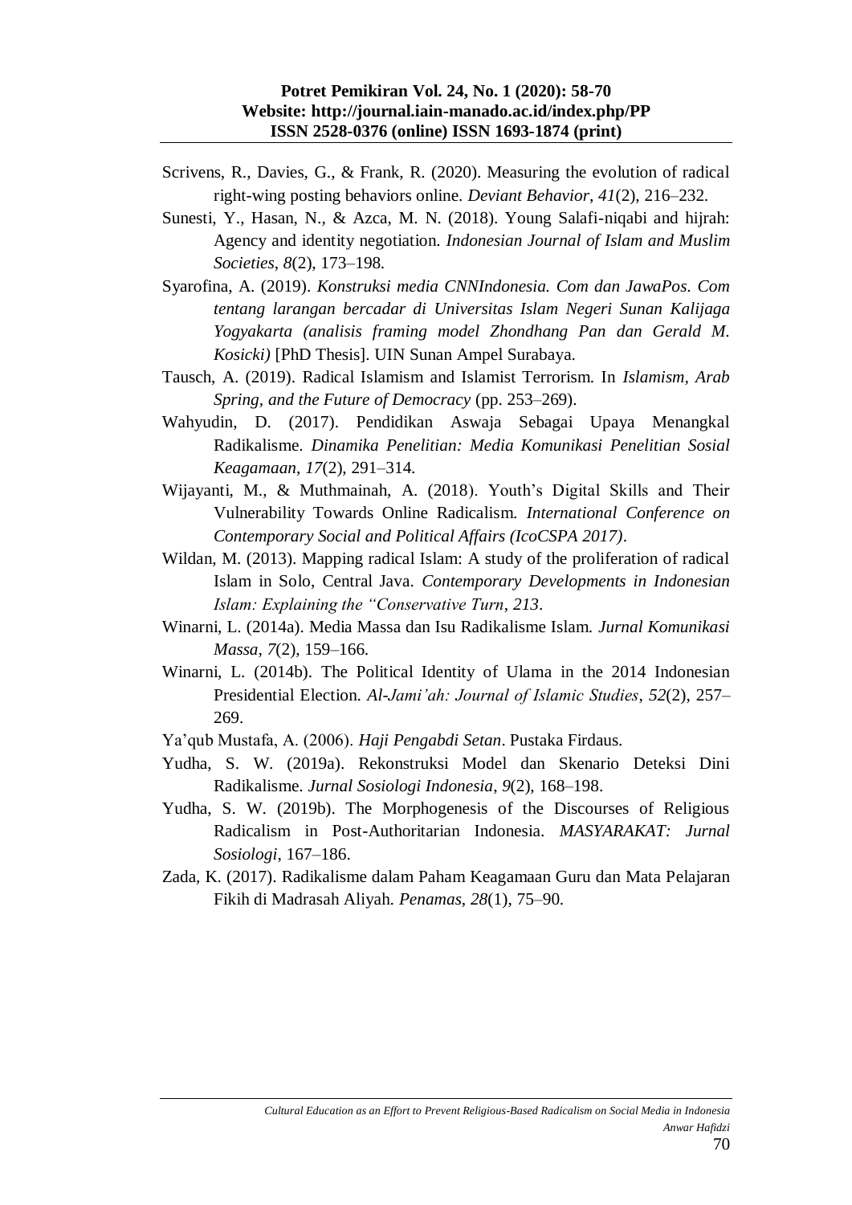Scrivens, R., Davies, G., & Frank, R. (2020). Measuring the evolution of radical right-wing posting behaviors online. *Deviant Behavior*, *41*(2), 216–232.

Sunesti, Y., Hasan, N., & Azca, M. N. (2018). Young Salafi-niqabi and hijrah: Agency and identity negotiation. *Indonesian Journal of Islam and Muslim Societies*, *8*(2), 173–198.

Syarofina, A. (2019). *Konstruksi media CNNIndonesia. Com dan JawaPos. Com tentang larangan bercadar di Universitas Islam Negeri Sunan Kalijaga Yogyakarta (analisis framing model Zhondhang Pan dan Gerald M. Kosicki)* [PhD Thesis]. UIN Sunan Ampel Surabaya.

Tausch, A. (2019). Radical Islamism and Islamist Terrorism. In *Islamism, Arab Spring, and the Future of Democracy* (pp. 253–269).

Wahyudin, D. (2017). Pendidikan Aswaja Sebagai Upaya Menangkal Radikalisme. *Dinamika Penelitian: Media Komunikasi Penelitian Sosial Keagamaan*, *17*(2), 291–314.

Wijayanti, M., & Muthmainah, A. (2018). Youth's Digital Skills and Their Vulnerability Towards Online Radicalism. *International Conference on Contemporary Social and Political Affairs (IcoCSPA 2017)*.

Wildan, M. (2013). Mapping radical Islam: A study of the proliferation of radical Islam in Solo, Central Java. *Contemporary Developments in Indonesian Islam: Explaining the "Conservative Turn*, *213*.

Winarni, L. (2014a). Media Massa dan Isu Radikalisme Islam. *Jurnal Komunikasi Massa*, *7*(2), 159–166.

Winarni, L. (2014b). The Political Identity of Ulama in the 2014 Indonesian Presidential Election. *Al-Jami'ah: Journal of Islamic Studies*, *52*(2), 257–269.

Ya'qub Mustafa, A. (2006). *Haji Pengabdi Setan*. Pustaka Firdaus.

Yudha, S. W. (2019a). Rekonstruksi Model dan Skenario Deteksi Dini Radikalisme. *Jurnal Sosiologi Indonesia*, *9*(2), 168–198.

Yudha, S. W. (2019b). The Morphogenesis of the Discourses of Religious Radicalism in Post-Authoritarian Indonesia. *MASYARAKAT: Jurnal Sosiologi*, 167–186.

Zada, K. (2017). Radikalisme dalam Paham Keagamaan Guru dan Mata Pelajaran Fikih di Madrasah Aliyah. *Penamas*, *28*(1), 75–90.